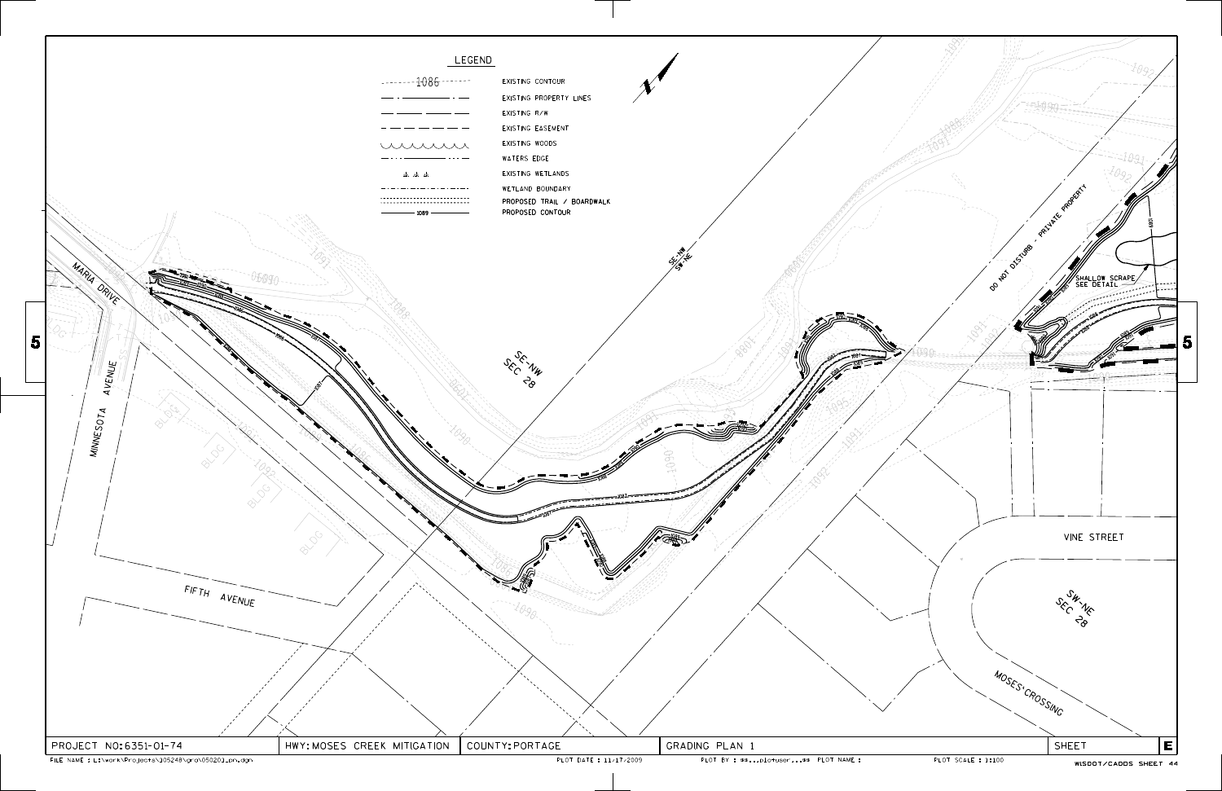## LEGEND

| Symbol | Description |
| --- | --- |
| 1086 | EXISTING CONTOUR |
| | EXISTING PROPERTY LINES |
| | EXISTING R/W |
| | EXISTING EASEMENT |
| | EXISTING WOODS |
| | WATERS EDGE |
| | EXISTING WETLANDS |
| | WETLAND BOUNDARY |
| | PROPOSED TRAIL / BOARDWALK |
| 1089 | PROPOSED CONTOUR |

MARIA DRIVE

MINNESOTA AVENUE

FIFTH AVENUE

VINE STREET

MOSES CROSSING

SE-NW SEC 28

SE-NW / SW-NE

SW-NE SEC 28

DO NOT DISTURB - PRIVATE PROPERTY

SHALLOW SCRAPE SEE DETAIL

BLDG

| PROJECT NO:6351-01-74 | HWY:MOSES CREEK MITIGATION | COUNTY:PORTAGE | GRADING PLAN 1 | SHEET | E |
| --- | --- | --- | --- | --- | --- |

FILE NAME : L:\work\Projects\105248\gra\050201_pn.dgn PLOT DATE : 11/17/2009 PLOT BY : ==...plotuser...== PLOT NAME : PLOT SCALE : 1:100 WISDOT/CADDS SHEET 44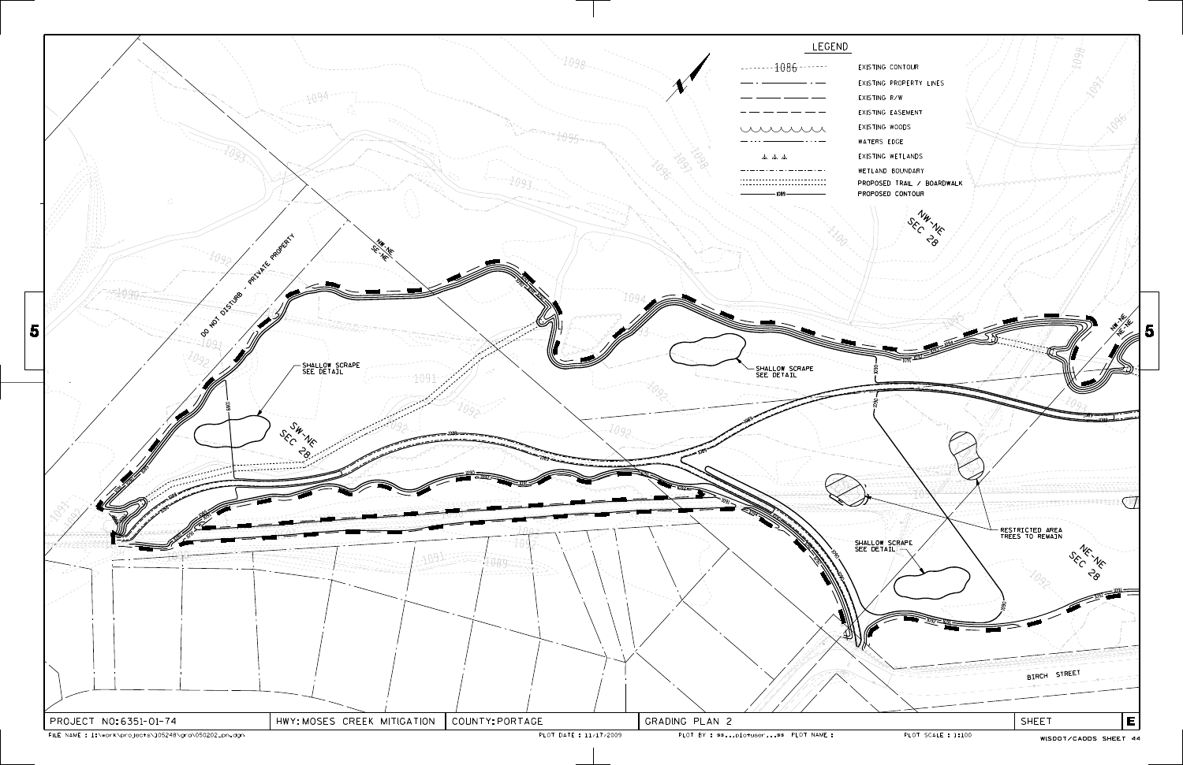## LEGEND

| Symbol | Description |
|---|---|
| 1086 | EXISTING CONTOUR |
| | EXISTING PROPERTY LINES |
| | EXISTING R/W |
| | EXISTING EASEMENT |
| | EXISTING WOODS |
| | WATERS EDGE |
| | EXISTING WETLANDS |
| | WETLAND BOUNDARY |
| | PROPOSED TRAIL / BOARDWALK |
| 1086 | PROPOSED CONTOUR |

DO NOT DISTURB - PRIVATE PROPERTY

SHALLOW SCRAPE SEE DETAIL

SHALLOW SCRAPE SEE DETAIL

SHALLOW SCRAPE SEE DETAIL

RESTRICTED AREA TREES TO REMAIN

NW-NE SEC 28

SW-NE SEC 28

NE-NE SEC 28

NW-NE / SW-NE

NW-NE / NE-NE

BIRCH STREET

| PROJECT NO: 6351-01-74 | HWY: MOSES CREEK MITIGATION | COUNTY: PORTAGE | GRADING PLAN 2 | SHEET | E |
|---|---|---|---|---|---|

FILE NAME : I:\work\projects\105248\gro\050202_pn.dgn | PLOT DATE : 11/17/2009 | PLOT BY : aa...plotuser...aa PLOT NAME : | PLOT SCALE : 1:100 | WISDOT/CADDS SHEET 44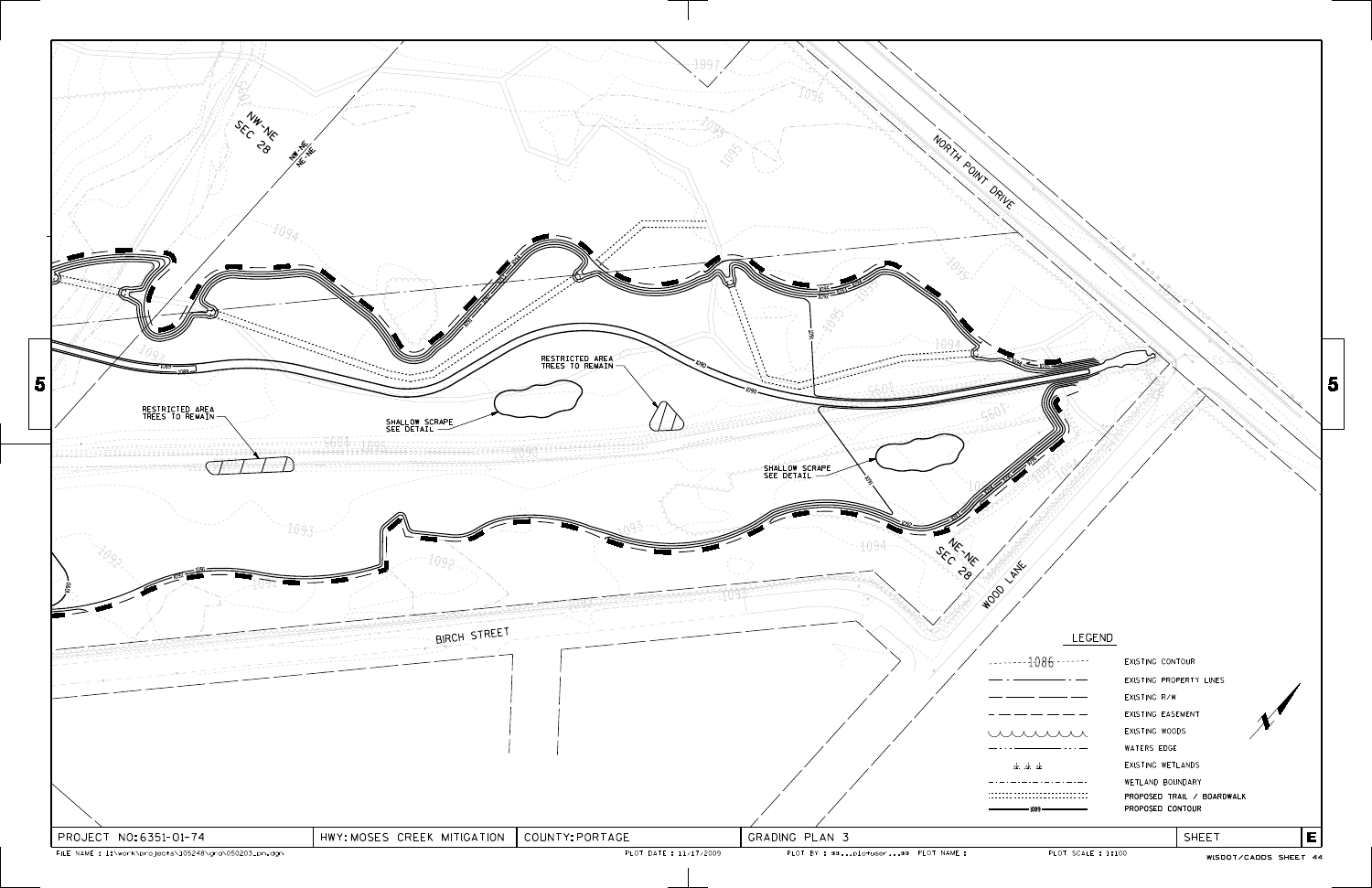NW-NE SEC 28

NW-NE
NE-NE

NORTH POINT DRIVE

RESTRICTED AREA
TREES TO REMAIN

RESTRICTED AREA
TREES TO REMAIN

SHALLOW SCRAPE
SEE DETAIL

SHALLOW SCRAPE
SEE DETAIL

NE-NE
SEC 28

WOOD LANE

BIRCH STREET

1097
1096
1095
1094
1093
1092
1091
1090
1089

## LEGEND

1086 EXISTING CONTOUR

EXISTING PROPERTY LINES

EXISTING R/W

EXISTING EASEMENT

EXISTING WOODS

WATERS EDGE

EXISTING WETLANDS

WETLAND BOUNDARY

PROPOSED TRAIL / BOARDWALK

1089 PROPOSED CONTOUR

| PROJECT NO:6351-01-74 | HWY:MOSES CREEK MITIGATION | COUNTY:PORTAGE | GRADING PLAN 3 | SHEET | E |
| --- | --- | --- | --- | --- | --- |

FILE NAME : I:\work\projects\105248\gro\050203_pn.dgn

PLOT DATE : 11/17/2009

PLOT BY : ss...plotuser...ss PLOT NAME :

PLOT SCALE : 1:100

WISDOT/CADDS SHEET 44